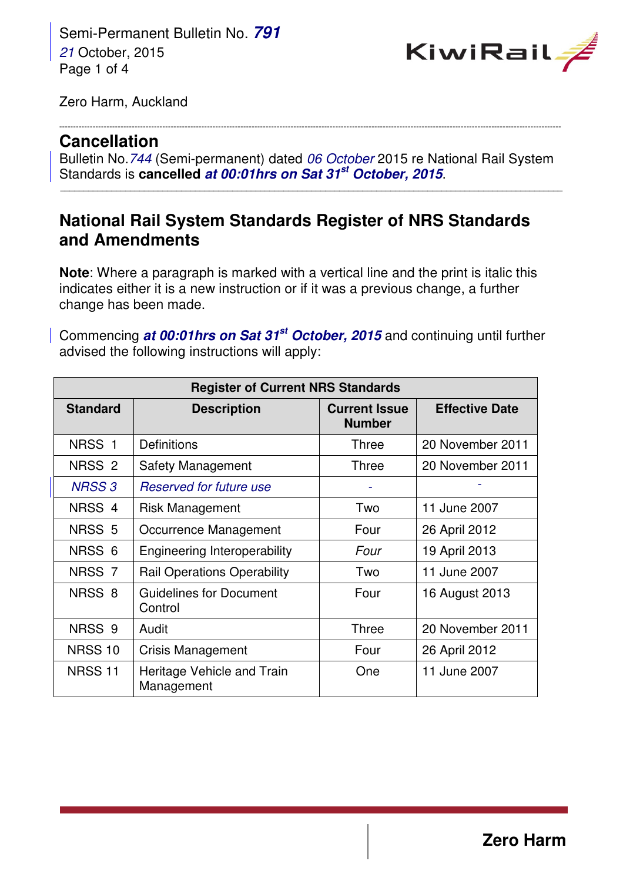Semi-Permanent Bulletin No. ***791***
*21* October, 2015

Zero Harm, Auckland

## Cancellation

Bulletin No. *744* (Semi-permanent) dated *06 October* 2015 re National Rail System Standards is **cancelled** ***at 00:01hrs on Sat 31st October, 2015***.

## National Rail System Standards Register of NRS Standards and Amendments

**Note**: Where a paragraph is marked with a vertical line and the print is italic this indicates either it is a new instruction or if it was a previous change, a further change has been made.

Commencing ***at 00:01hrs on Sat 31st October, 2015*** and continuing until further advised the following instructions will apply:

| Register of Current NRS Standards | | | |
|---|---|---|---|
| **Standard** | **Description** | **Current Issue Number** | **Effective Date** |
| NRSS 1 | Definitions | Three | 20 November 2011 |
| NRSS 2 | Safety Management | Three | 20 November 2011 |
| *NRSS 3* | *Reserved for future use* | *-* | *-* |
| NRSS 4 | Risk Management | Two | 11 June 2007 |
| NRSS 5 | Occurrence Management | Four | 26 April 2012 |
| NRSS 6 | Engineering Interoperability | *Four* | 19 April 2013 |
| NRSS 7 | Rail Operations Operability | Two | 11 June 2007 |
| NRSS 8 | Guidelines for Document Control | Four | 16 August 2013 |
| NRSS 9 | Audit | Three | 20 November 2011 |
| NRSS 10 | Crisis Management | Four | 26 April 2012 |
| NRSS 11 | Heritage Vehicle and Train Management | One | 11 June 2007 |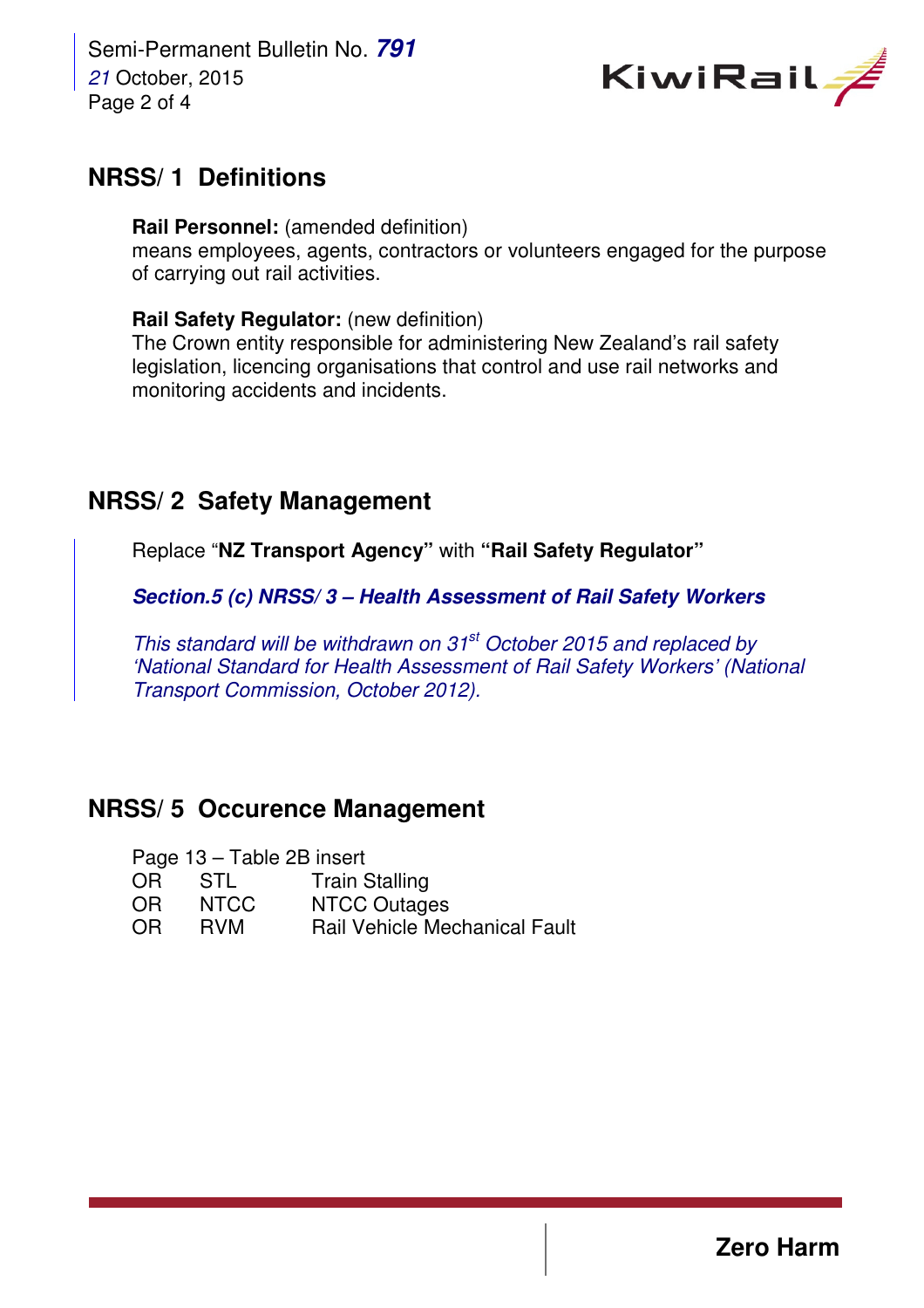## NRSS/ 1 Definitions

**Rail Personnel:** (amended definition)
means employees, agents, contractors or volunteers engaged for the purpose of carrying out rail activities.

**Rail Safety Regulator:** (new definition)
The Crown entity responsible for administering New Zealand's rail safety legislation, licencing organisations that control and use rail networks and monitoring accidents and incidents.

## NRSS/ 2 Safety Management

Replace "**NZ Transport Agency**" with **"Rail Safety Regulator"**

***Section.5 (c) NRSS/ 3 – Health Assessment of Rail Safety Workers***

*This standard will be withdrawn on 31st October 2015 and replaced by 'National Standard for Health Assessment of Rail Safety Workers' (National Transport Commission, October 2012).*

## NRSS/ 5 Occurence Management

Page 13 – Table 2B insert

| | | |
|---|---|---|
| OR | STL | Train Stalling |
| OR | NTCC | NTCC Outages |
| OR | RVM | Rail Vehicle Mechanical Fault |

Zero Harm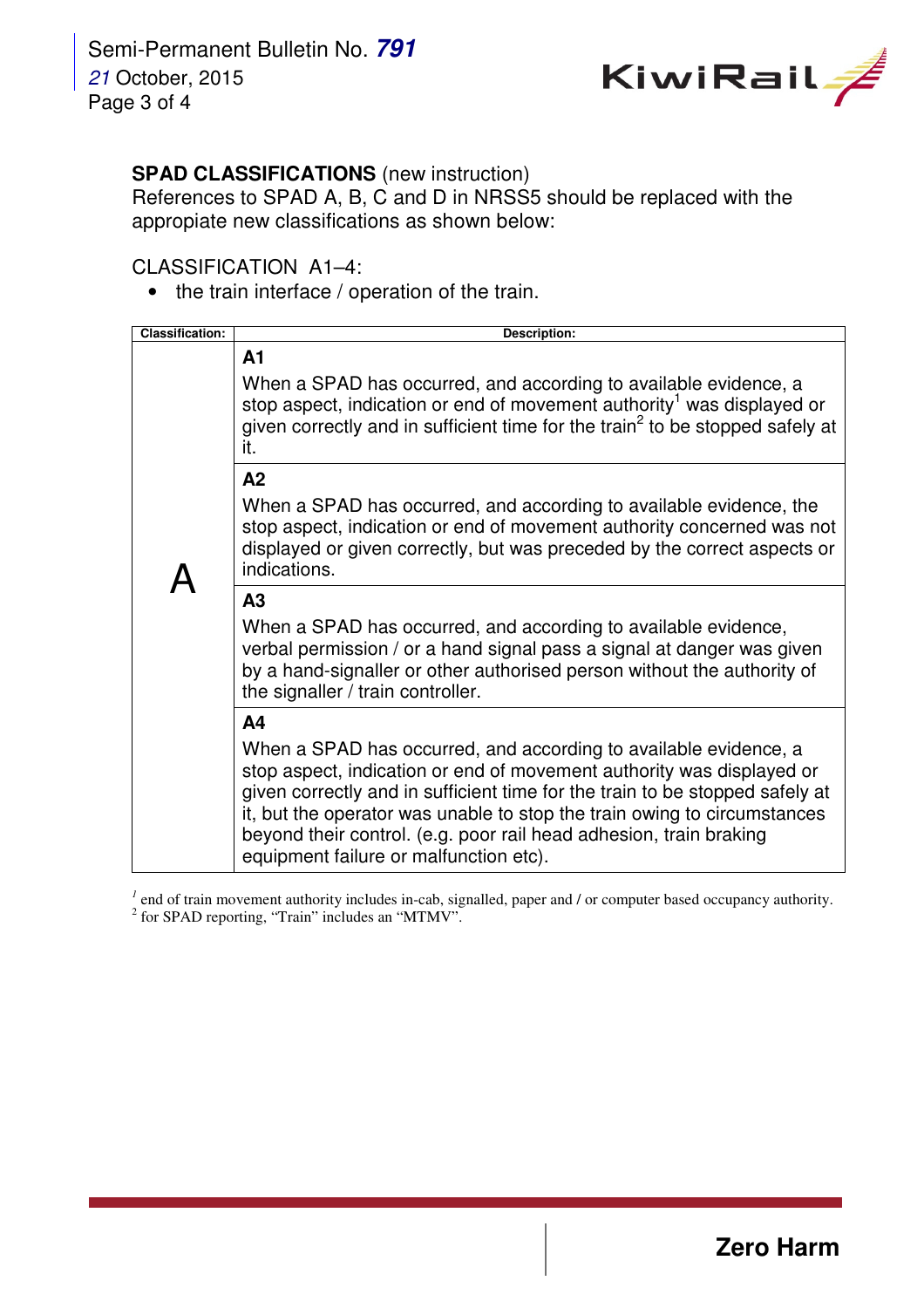**SPAD CLASSIFICATIONS** (new instruction)
References to SPAD A, B, C and D in NRSS5 should be replaced with the appropiate new classifications as shown below:

CLASSIFICATION A1–4:

- the train interface / operation of the train.

| Classification: | Description: |
|---|---|
| A | **A1**<br>When a SPAD has occurred, and according to available evidence, a stop aspect, indication or end of movement authority[1] was displayed or given correctly and in sufficient time for the train[2] to be stopped safely at it. |
| | **A2**<br>When a SPAD has occurred, and according to available evidence, the stop aspect, indication or end of movement authority concerned was not displayed or given correctly, but was preceded by the correct aspects or indications. |
| | **A3**<br>When a SPAD has occurred, and according to available evidence, verbal permission / or a hand signal pass a signal at danger was given by a hand-signaller or other authorised person without the authority of the signaller / train controller. |
| | **A4**<br>When a SPAD has occurred, and according to available evidence, a stop aspect, indication or end of movement authority was displayed or given correctly and in sufficient time for the train to be stopped safely at it, but the operator was unable to stop the train owing to circumstances beyond their control. (e.g. poor rail head adhesion, train braking equipment failure or malfunction etc). |

[1] end of train movement authority includes in-cab, signalled, paper and / or computer based occupancy authority.
[2] for SPAD reporting, "Train" includes an "MTMV".

Zero Harm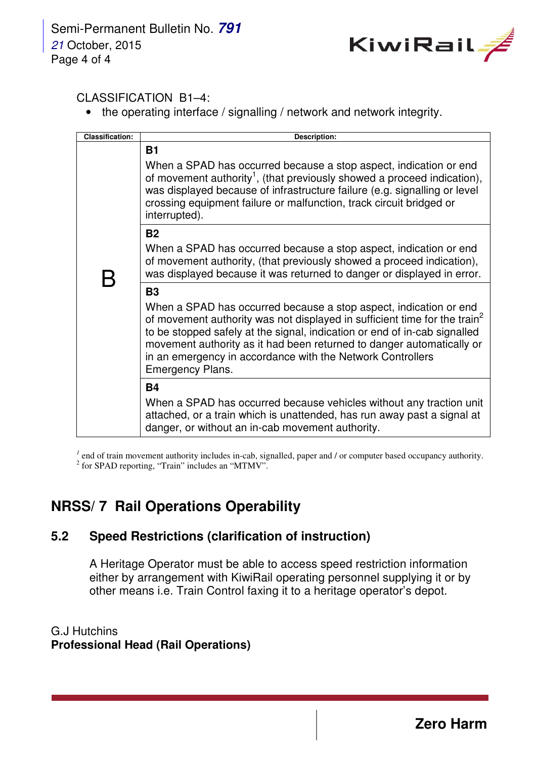CLASSIFICATION B1–4:

- the operating interface / signalling / network and network integrity.

| Classification: | Description: |
|---|---|
| B | **B1**<br>When a SPAD has occurred because a stop aspect, indication or end of movement authority[1], (that previously showed a proceed indication), was displayed because of infrastructure failure (e.g. signalling or level crossing equipment failure or malfunction, track circuit bridged or interrupted). |
| | **B2**<br>When a SPAD has occurred because a stop aspect, indication or end of movement authority, (that previously showed a proceed indication), was displayed because it was returned to danger or displayed in error. |
| | **B3**<br>When a SPAD has occurred because a stop aspect, indication or end of movement authority was not displayed in sufficient time for the train[2] to be stopped safely at the signal, indication or end of in-cab signalled movement authority as it had been returned to danger automatically or in an emergency in accordance with the Network Controllers Emergency Plans. |
| | **B4**<br>When a SPAD has occurred because vehicles without any traction unit attached, or a train which is unattended, has run away past a signal at danger, or without an in-cab movement authority. |

[1] end of train movement authority includes in-cab, signalled, paper and / or computer based occupancy authority.
[2] for SPAD reporting, "Train" includes an "MTMV".

## NRSS/ 7 Rail Operations Operability

### 5.2 Speed Restrictions (clarification of instruction)

A Heritage Operator must be able to access speed restriction information either by arrangement with KiwiRail operating personnel supplying it or by other means i.e. Train Control faxing it to a heritage operator's depot.

G.J Hutchins
**Professional Head (Rail Operations)**